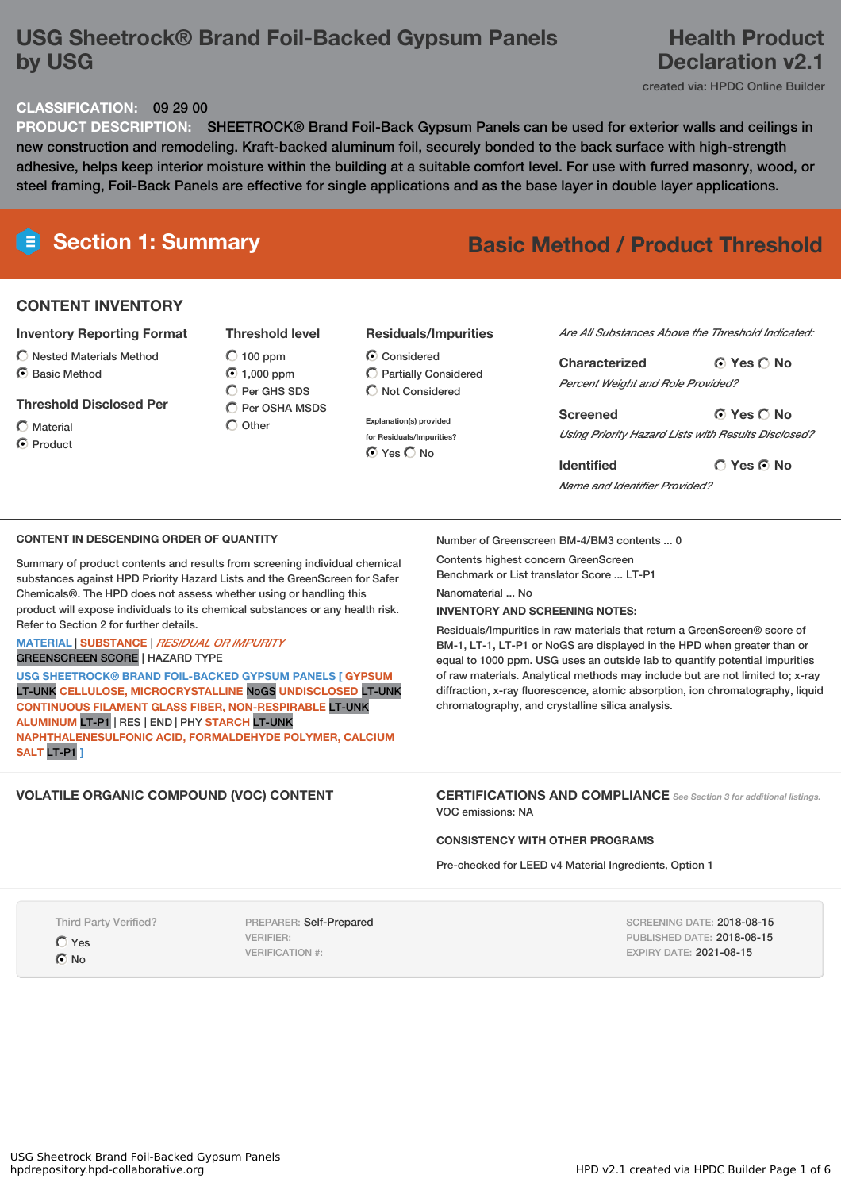# USG Sheetrock® Brand Foil-Backed Gypsum Panels by USG

**Health Product Declaration v2.1**

created via: HPDC Online Builder

**CLASSIFICATION:** 09 29 00

**PRODUCT DESCRIPTION:** SHEETROCK® Brand Foil-Back Gypsum Panels can be used for exterior walls and ceilings in new construction and remodeling. Kraft-backed aluminum foil, securely bonded to the back surface with high-strength adhesive, helps keep interior moisture within the building at a suitable comfort level. For use with furred masonry, wood, or steel framing, Foil-Back Panels are effective for single applications and as the base layer in double layer applications.

## Section 1: Summary

**Basic Method / Product Threshold**

### CONTENT INVENTORY

**Inventory Reporting Format**

- ○ Nested Materials Method
- ◉ Basic Method

**Threshold Disclosed Per**

- ○ Material
- ◉ Product

**Threshold level**

- ○ 100 ppm
- ◉ 1,000 ppm
- ○ Per GHS SDS
- ○ Per OSHA MSDS
- ○ Other

**Residuals/Impurities**

- ◉ Considered
- ○ Partially Considered
- ○ Not Considered

Explanation(s) provided for Residuals/Impurities?

◉ Yes ○ No

*Are All Substances Above the Threshold Indicated:*

**Characterized** ◉ Yes ○ No

*Percent Weight and Role Provided?*

**Screened** ◉ Yes ○ No

*Using Priority Hazard Lists with Results Disclosed?*

**Identified** ○ Yes ◉ No

*Name and Identifier Provided?*

### CONTENT IN DESCENDING ORDER OF QUANTITY

Summary of product contents and results from screening individual chemical substances against HPD Priority Hazard Lists and the GreenScreen for Safer Chemicals®. The HPD does not assess whether using or handling this product will expose individuals to its chemical substances or any health risk. Refer to Section 2 for further details.

MATERIAL | SUBSTANCE | *RESIDUAL OR IMPURITY*
GREENSCREEN SCORE | HAZARD TYPE

USG SHEETROCK® BRAND FOIL-BACKED GYPSUM PANELS [ GYPSUM LT-UNK CELLULOSE, MICROCRYSTALLINE NoGS UNDISCLOSED LT-UNK CONTINUOUS FILAMENT GLASS FIBER, NON-RESPIRABLE LT-UNK ALUMINUM LT-P1 | RES | END | PHY STARCH LT-UNK NAPHTHALENESULFONIC ACID, FORMALDEHYDE POLYMER, CALCIUM SALT LT-P1 ]

Number of Greenscreen BM-4/BM3 contents ... 0

Contents highest concern GreenScreen Benchmark or List translator Score ... LT-P1

Nanomaterial ... No

**INVENTORY AND SCREENING NOTES:**

Residuals/Impurities in raw materials that return a GreenScreen® score of BM-1, LT-1, LT-P1 or NoGS are displayed in the HPD when greater than or equal to 1000 ppm. USG uses an outside lab to quantify potential impurities of raw materials. Analytical methods may include but are not limited to; x-ray diffraction, x-ray fluorescence, atomic absorption, ion chromatography, liquid chromatography, and crystalline silica analysis.

### VOLATILE ORGANIC COMPOUND (VOC) CONTENT

### CERTIFICATIONS AND COMPLIANCE

*See Section 3 for additional listings.*

VOC emissions: NA

**CONSISTENCY WITH OTHER PROGRAMS**

Pre-checked for LEED v4 Material Ingredients, Option 1

Third Party Verified?

- ○ Yes
- ◉ No

PREPARER: Self-Prepared
VERIFIER:
VERIFICATION #:

SCREENING DATE: 2018-08-15
PUBLISHED DATE: 2018-08-15
EXPIRY DATE: 2021-08-15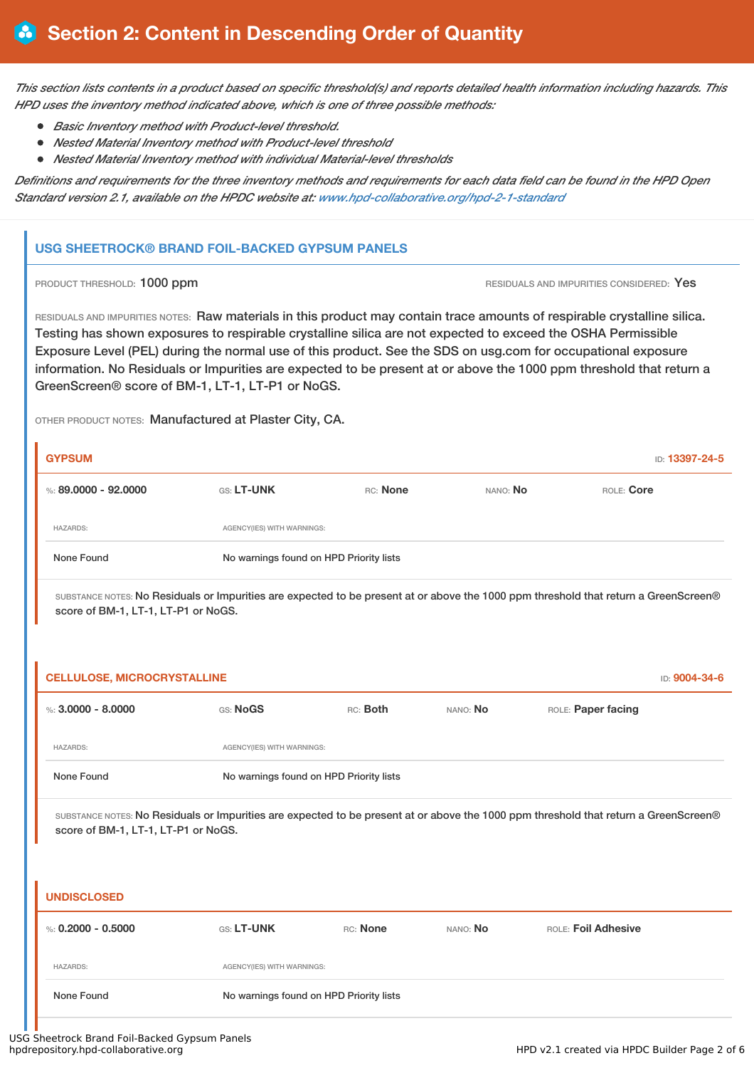## Section 2: Content in Descending Order of Quantity

*This section lists contents in a product based on specific threshold(s) and reports detailed health information including hazards. This HPD uses the inventory method indicated above, which is one of three possible methods:*

- *Basic Inventory method with Product-level threshold.*
- *Nested Material Inventory method with Product-level threshold*
- *Nested Material Inventory method with individual Material-level thresholds*

*Definitions and requirements for the three inventory methods and requirements for each data field can be found in the HPD Open Standard version 2.1, available on the HPDC website at: www.hpd-collaborative.org/hpd-2-1-standard*

### USG SHEETROCK® BRAND FOIL-BACKED GYPSUM PANELS

PRODUCT THRESHOLD: 1000 ppm

RESIDUALS AND IMPURITIES CONSIDERED: Yes

RESIDUALS AND IMPURITIES NOTES: Raw materials in this product may contain trace amounts of respirable crystalline silica. Testing has shown exposures to respirable crystalline silica are not expected to exceed the OSHA Permissible Exposure Level (PEL) during the normal use of this product. See the SDS on usg.com for occupational exposure information. No Residuals or Impurities are expected to be present at or above the 1000 ppm threshold that return a GreenScreen® score of BM-1, LT-1, LT-P1 or NoGS.

OTHER PRODUCT NOTES: Manufactured at Plaster City, CA.

#### GYPSUM

ID: 13397-24-5

%: **89.0000 - 92.0000** | GS: **LT-UNK** | RC: **None** | NANO: **No** | ROLE: **Core**

| HAZARDS: | AGENCY(IES) WITH WARNINGS: |
| --- | --- |
| None Found | No warnings found on HPD Priority lists |

SUBSTANCE NOTES: No Residuals or Impurities are expected to be present at or above the 1000 ppm threshold that return a GreenScreen® score of BM-1, LT-1, LT-P1 or NoGS.

#### CELLULOSE, MICROCRYSTALLINE

ID: 9004-34-6

%: **3.0000 - 8.0000** | GS: **NoGS** | RC: **Both** | NANO: **No** | ROLE: **Paper facing**

| HAZARDS: | AGENCY(IES) WITH WARNINGS: |
| --- | --- |
| None Found | No warnings found on HPD Priority lists |

SUBSTANCE NOTES: No Residuals or Impurities are expected to be present at or above the 1000 ppm threshold that return a GreenScreen® score of BM-1, LT-1, LT-P1 or NoGS.

#### UNDISCLOSED

%: **0.2000 - 0.5000** | GS: **LT-UNK** | RC: **None** | NANO: **No** | ROLE: **Foil Adhesive**

| HAZARDS: | AGENCY(IES) WITH WARNINGS: |
| --- | --- |
| None Found | No warnings found on HPD Priority lists |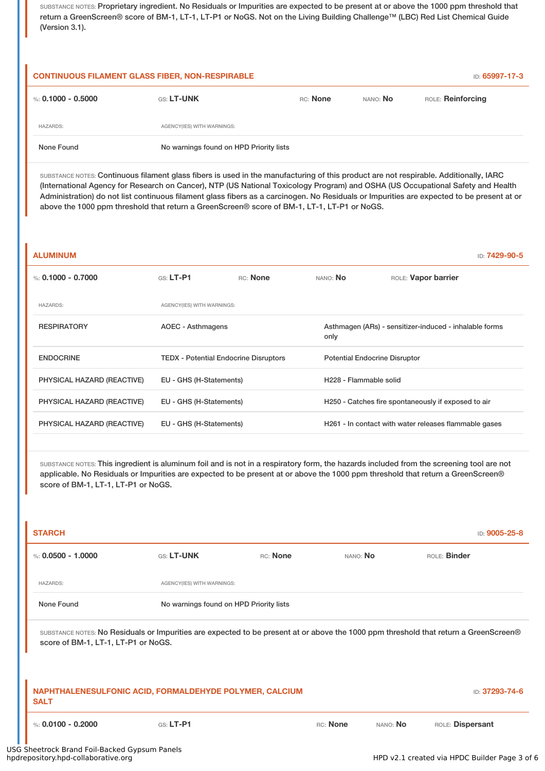SUBSTANCE NOTES: Proprietary ingredient. No Residuals or Impurities are expected to be present at or above the 1000 ppm threshold that return a GreenScreen® score of BM-1, LT-1, LT-P1 or NoGS. Not on the Living Building Challenge™ (LBC) Red List Chemical Guide (Version 3.1).

### CONTINUOUS FILAMENT GLASS FIBER, NON-RESPIRABLE

ID: **65997-17-3**

%: **0.1000 - 0.5000** | GS: **LT-UNK** | RC: **None** | NANO: **No** | ROLE: **Reinforcing**

| HAZARDS: | AGENCY(IES) WITH WARNINGS: |
|---|---|
| None Found | No warnings found on HPD Priority lists |

SUBSTANCE NOTES: Continuous filament glass fibers is used in the manufacturing of this product are not respirable. Additionally, IARC (International Agency for Research on Cancer), NTP (US National Toxicology Program) and OSHA (US Occupational Safety and Health Administration) do not list continuous filament glass fibers as a carcinogen. No Residuals or Impurities are expected to be present at or above the 1000 ppm threshold that return a GreenScreen® score of BM-1, LT-1, LT-P1 or NoGS.

### ALUMINUM

ID: **7429-90-5**

%: **0.1000 - 0.7000** | GS: **LT-P1** | RC: **None** | NANO: **No** | ROLE: **Vapor barrier**

| HAZARDS: | AGENCY(IES) WITH WARNINGS: | |
|---|---|---|
| RESPIRATORY | AOEC - Asthmagens | Asthmagen (ARs) - sensitizer-induced - inhalable forms only |
| ENDOCRINE | TEDX - Potential Endocrine Disruptors | Potential Endocrine Disruptor |
| PHYSICAL HAZARD (REACTIVE) | EU - GHS (H-Statements) | H228 - Flammable solid |
| PHYSICAL HAZARD (REACTIVE) | EU - GHS (H-Statements) | H250 - Catches fire spontaneously if exposed to air |
| PHYSICAL HAZARD (REACTIVE) | EU - GHS (H-Statements) | H261 - In contact with water releases flammable gases |

SUBSTANCE NOTES: This ingredient is aluminum foil and is not in a respiratory form, the hazards included from the screening tool are not applicable. No Residuals or Impurities are expected to be present at or above the 1000 ppm threshold that return a GreenScreen® score of BM-1, LT-1, LT-P1 or NoGS.

### STARCH

ID: **9005-25-8**

%: **0.0500 - 1.0000** | GS: **LT-UNK** | RC: **None** | NANO: **No** | ROLE: **Binder**

| HAZARDS: | AGENCY(IES) WITH WARNINGS: |
|---|---|
| None Found | No warnings found on HPD Priority lists |

SUBSTANCE NOTES: No Residuals or Impurities are expected to be present at or above the 1000 ppm threshold that return a GreenScreen® score of BM-1, LT-1, LT-P1 or NoGS.

### NAPHTHALENESULFONIC ACID, FORMALDEHYDE POLYMER, CALCIUM SALT

ID: **37293-74-6**

%: **0.0100 - 0.2000** | GS: **LT-P1** | RC: **None** | NANO: **No** | ROLE: **Dispersant**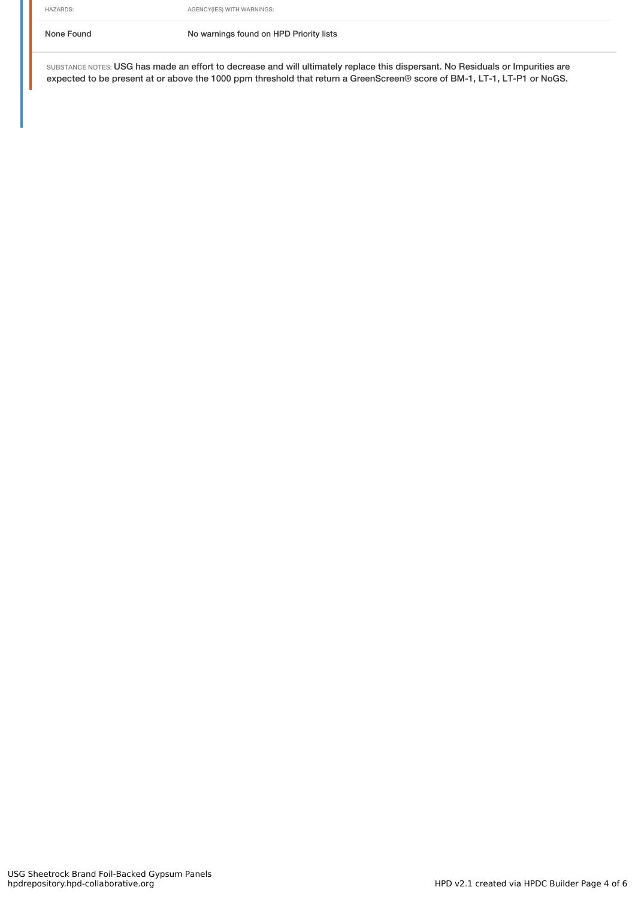| HAZARDS: | AGENCY(IES) WITH WARNINGS: |
| --- | --- |
| None Found | No warnings found on HPD Priority lists |

SUBSTANCE NOTES: USG has made an effort to decrease and will ultimately replace this dispersant. No Residuals or Impurities are expected to be present at or above the 1000 ppm threshold that return a GreenScreen® score of BM-1, LT-1, LT-P1 or NoGS.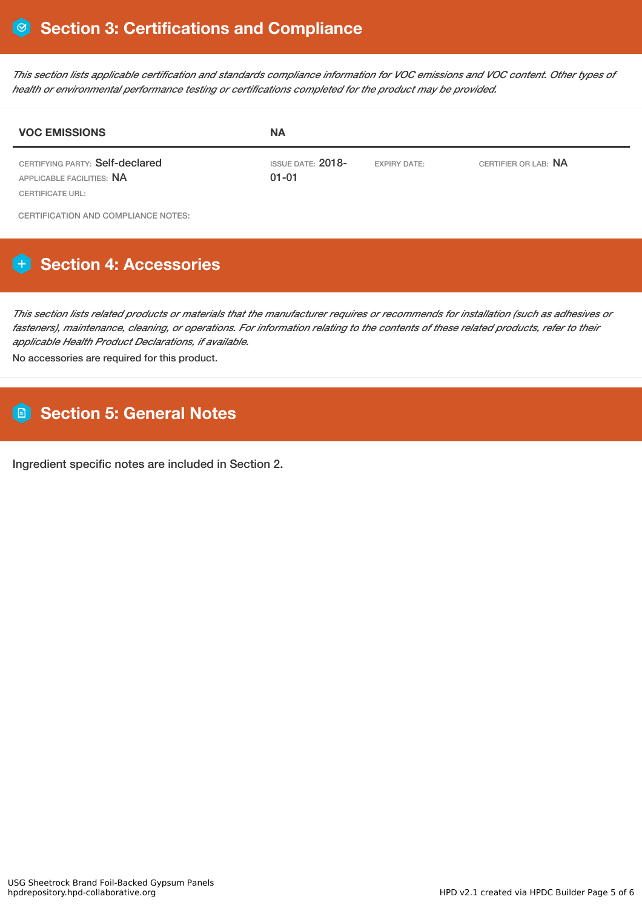## Section 3: Certifications and Compliance

*This section lists applicable certification and standards compliance information for VOC emissions and VOC content. Other types of health or environmental performance testing or certifications completed for the product may be provided.*

| VOC EMISSIONS | NA | | |
|---|---|---|---|
| CERTIFYING PARTY: Self-declared<br>APPLICABLE FACILITIES: NA<br>CERTIFICATE URL: | ISSUE DATE: 2018-01-01 | EXPIRY DATE: | CERTIFIER OR LAB: NA |

CERTIFICATION AND COMPLIANCE NOTES:

## Section 4: Accessories

*This section lists related products or materials that the manufacturer requires or recommends for installation (such as adhesives or fasteners), maintenance, cleaning, or operations. For information relating to the contents of these related products, refer to their applicable Health Product Declarations, if available.*

No accessories are required for this product.

## Section 5: General Notes

Ingredient specific notes are included in Section 2.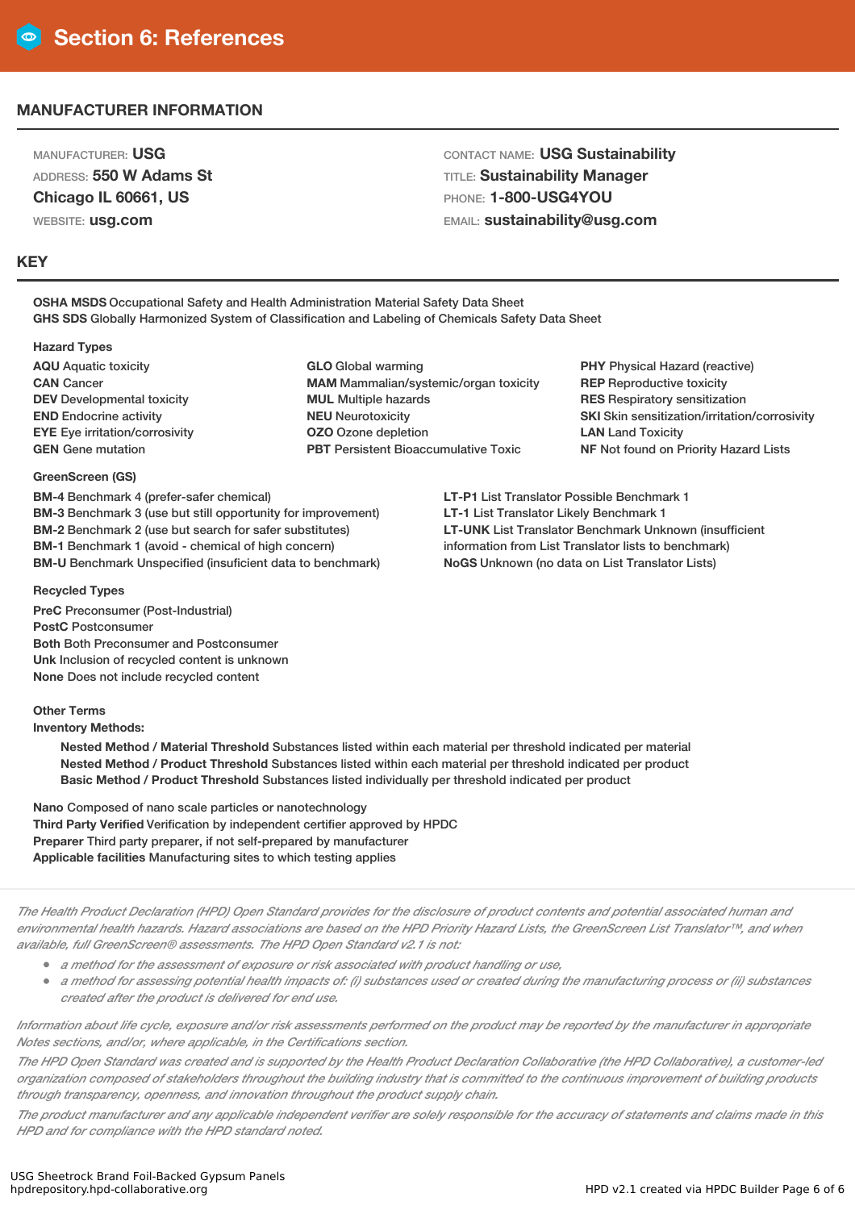# Section 6: References

## MANUFACTURER INFORMATION

MANUFACTURER: **USG**
ADDRESS: **550 W Adams St**
**Chicago IL 60661, US**
WEBSITE: **usg.com**

CONTACT NAME: **USG Sustainability**
TITLE: **Sustainability Manager**
PHONE: **1-800-USG4YOU**
EMAIL: **sustainability@usg.com**

## KEY

**OSHA MSDS** Occupational Safety and Health Administration Material Safety Data Sheet
**GHS SDS** Globally Harmonized System of Classification and Labeling of Chemicals Safety Data Sheet

**Hazard Types**

**AQU** Aquatic toxicity
**CAN** Cancer
**DEV** Developmental toxicity
**END** Endocrine activity
**EYE** Eye irritation/corrosivity
**GEN** Gene mutation
**GLO** Global warming
**MAM** Mammalian/systemic/organ toxicity
**MUL** Multiple hazards
**NEU** Neurotoxicity
**OZO** Ozone depletion
**PBT** Persistent Bioaccumulative Toxic
**PHY** Physical Hazard (reactive)
**REP** Reproductive toxicity
**RES** Respiratory sensitization
**SKI** Skin sensitization/irritation/corrosivity
**LAN** Land Toxicity
**NF** Not found on Priority Hazard Lists

**GreenScreen (GS)**

**BM-4** Benchmark 4 (prefer-safer chemical)
**BM-3** Benchmark 3 (use but still opportunity for improvement)
**BM-2** Benchmark 2 (use but search for safer substitutes)
**BM-1** Benchmark 1 (avoid - chemical of high concern)
**BM-U** Benchmark Unspecified (insuficient data to benchmark)
**LT-P1** List Translator Possible Benchmark 1
**LT-1** List Translator Likely Benchmark 1
**LT-UNK** List Translator Benchmark Unknown (insufficient information from List Translator lists to benchmark)
**NoGS** Unknown (no data on List Translator Lists)

**Recycled Types**

**PreC** Preconsumer (Post-Industrial)
**PostC** Postconsumer
**Both** Both Preconsumer and Postconsumer
**Unk** Inclusion of recycled content is unknown
**None** Does not include recycled content

**Other Terms**
**Inventory Methods:**

- **Nested Method / Material Threshold** Substances listed within each material per threshold indicated per material
- **Nested Method / Product Threshold** Substances listed within each material per threshold indicated per product
- **Basic Method / Product Threshold** Substances listed individually per threshold indicated per product

**Nano** Composed of nano scale particles or nanotechnology
**Third Party Verified** Verification by independent certifier approved by HPDC
**Preparer** Third party preparer, if not self-prepared by manufacturer
**Applicable facilities** Manufacturing sites to which testing applies

*The Health Product Declaration (HPD) Open Standard provides for the disclosure of product contents and potential associated human and environmental health hazards. Hazard associations are based on the HPD Priority Hazard Lists, the GreenScreen List Translator™, and when available, full GreenScreen® assessments. The HPD Open Standard v2.1 is not:*

- *a method for the assessment of exposure or risk associated with product handling or use,*
- *a method for assessing potential health impacts of: (i) substances used or created during the manufacturing process or (ii) substances created after the product is delivered for end use.*

*Information about life cycle, exposure and/or risk assessments performed on the product may be reported by the manufacturer in appropriate Notes sections, and/or, where applicable, in the Certifications section.*

*The HPD Open Standard was created and is supported by the Health Product Declaration Collaborative (the HPD Collaborative), a customer-led organization composed of stakeholders throughout the building industry that is committed to the continuous improvement of building products through transparency, openness, and innovation throughout the product supply chain.*

*The product manufacturer and any applicable independent verifier are solely responsible for the accuracy of statements and claims made in this HPD and for compliance with the HPD standard noted.*